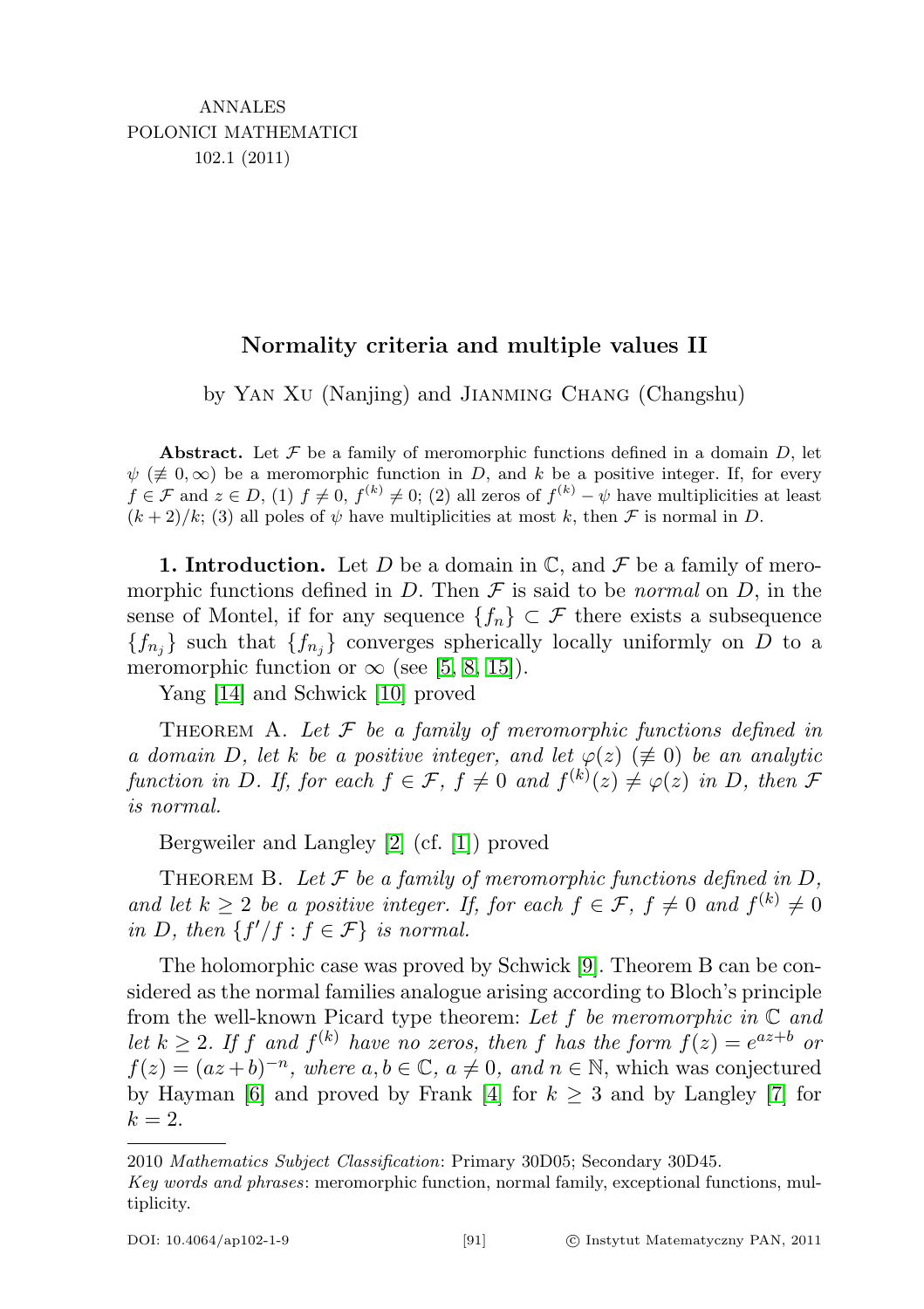ANNALES
POLONICI MATHEMATICI
102.1 (2011)

# Normality criteria and multiple values II

by Yan Xu (Nanjing) and Jianming Chang (Changshu)

**Abstract.** Let $\mathcal{F}$ be a family of meromorphic functions defined in a domain $D$, let $\psi$ ($\not\equiv 0, \infty$) be a meromorphic function in $D$, and $k$ be a positive integer. If, for every $f \in \mathcal{F}$ and $z \in D$, (1) $f \neq 0$, $f^{(k)} \neq 0$; (2) all zeros of $f^{(k)} - \psi$ have multiplicities at least $(k+2)/k$; (3) all poles of $\psi$ have multiplicities at most $k$, then $\mathcal{F}$ is normal in $D$.

**1. Introduction.** Let $D$ be a domain in $\mathbb{C}$, and $\mathcal{F}$ be a family of meromorphic functions defined in $D$. Then $\mathcal{F}$ is said to be *normal* on $D$, in the sense of Montel, if for any sequence $\{f_n\} \subset \mathcal{F}$ there exists a subsequence $\{f_{n_j}\}$ such that $\{f_{n_j}\}$ converges spherically locally uniformly on $D$ to a meromorphic function or $\infty$ (see [5, 8, 15]).

Yang [14] and Schwick [10] proved

Theorem A. *Let $\mathcal{F}$ be a family of meromorphic functions defined in a domain $D$, let $k$ be a positive integer, and let $\varphi(z)$ ($\not\equiv 0$) be an analytic function in $D$. If, for each $f \in \mathcal{F}$, $f \neq 0$ and $f^{(k)}(z) \neq \varphi(z)$ in $D$, then $\mathcal{F}$ is normal.*

Bergweiler and Langley [2] (cf. [1]) proved

Theorem B. *Let $\mathcal{F}$ be a family of meromorphic functions defined in $D$, and let $k \geq 2$ be a positive integer. If, for each $f \in \mathcal{F}$, $f \neq 0$ and $f^{(k)} \neq 0$ in $D$, then $\{f'/f : f \in \mathcal{F}\}$ is normal.*

The holomorphic case was proved by Schwick [9]. Theorem B can be considered as the normal families analogue arising according to Bloch's principle from the well-known Picard type theorem: *Let $f$ be meromorphic in $\mathbb{C}$ and let $k \geq 2$. If $f$ and $f^{(k)}$ have no zeros, then $f$ has the form $f(z) = e^{az+b}$ or $f(z) = (az+b)^{-n}$, where $a, b \in \mathbb{C}$, $a \neq 0$, and $n \in \mathbb{N}$*, which was conjectured by Hayman [6] and proved by Frank [4] for $k \geq 3$ and by Langley [7] for $k = 2$.

---

2010 *Mathematics Subject Classification*: Primary 30D05; Secondary 30D45.

*Key words and phrases*: meromorphic function, normal family, exceptional functions, multiplicity.

DOI: 10.4064/ap102-1-9 © Instytut Matematyczny PAN, 2011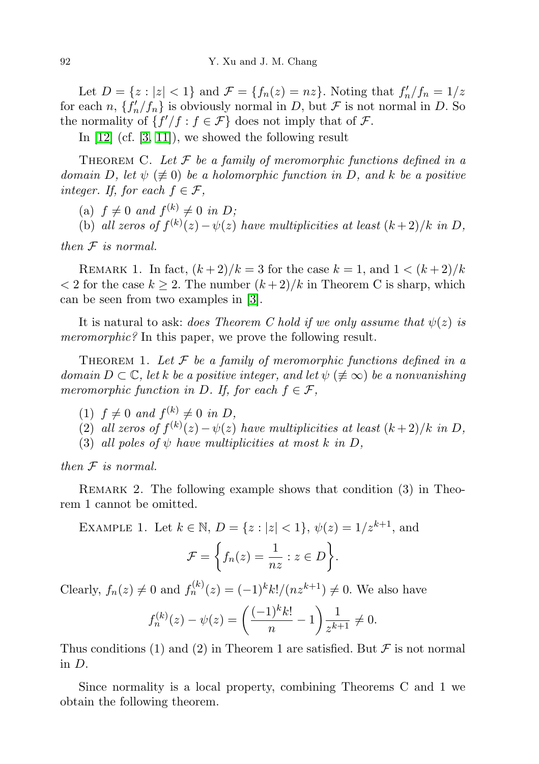Let $D = \{z : |z| < 1\}$ and $\mathcal{F} = \{f_n(z) = nz\}$. Noting that $f_n'/f_n = 1/z$ for each $n$, $\{f_n'/f_n\}$ is obviously normal in $D$, but $\mathcal{F}$ is not normal in $D$. So the normality of $\{f'/f : f \in \mathcal{F}\}$ does not imply that of $\mathcal{F}$.

In [12] (cf. [3, 11]), we showed the following result

THEOREM C. *Let $\mathcal{F}$ be a family of meromorphic functions defined in a domain $D$, let $\psi$ ($\not\equiv 0$) be a holomorphic function in $D$, and $k$ be a positive integer. If, for each $f \in \mathcal{F}$,*

(a) *$f \neq 0$ and $f^{(k)} \neq 0$ in $D$;*
(b) *all zeros of $f^{(k)}(z) - \psi(z)$ have multiplicities at least $(k+2)/k$ in $D$,*

*then $\mathcal{F}$ is normal.*

REMARK 1. In fact, $(k+2)/k = 3$ for the case $k = 1$, and $1 < (k+2)/k < 2$ for the case $k \geq 2$. The number $(k+2)/k$ in Theorem C is sharp, which can be seen from two examples in [3].

It is natural to ask: *does Theorem C hold if we only assume that $\psi(z)$ is meromorphic?* In this paper, we prove the following result.

THEOREM 1. *Let $\mathcal{F}$ be a family of meromorphic functions defined in a domain $D \subset \mathbb{C}$, let $k$ be a positive integer, and let $\psi$ ($\not\equiv \infty$) be a nonvanishing meromorphic function in $D$. If, for each $f \in \mathcal{F}$,*

(1) *$f \neq 0$ and $f^{(k)} \neq 0$ in $D$,*
(2) *all zeros of $f^{(k)}(z) - \psi(z)$ have multiplicities at least $(k+2)/k$ in $D$,*
(3) *all poles of $\psi$ have multiplicities at most $k$ in $D$,*

*then $\mathcal{F}$ is normal.*

REMARK 2. The following example shows that condition (3) in Theorem 1 cannot be omitted.

EXAMPLE 1. Let $k \in \mathbb{N}$, $D = \{z : |z| < 1\}$, $\psi(z) = 1/z^{k+1}$, and

$$\mathcal{F} = \left\{ f_n(z) = \frac{1}{nz} : z \in D \right\}.$$

Clearly, $f_n(z) \neq 0$ and $f_n^{(k)}(z) = (-1)^k k!/(nz^{k+1}) \neq 0$. We also have

$$f_n^{(k)}(z) - \psi(z) = \left( \frac{(-1)^k k!}{n} - 1 \right) \frac{1}{z^{k+1}} \neq 0.$$

Thus conditions (1) and (2) in Theorem 1 are satisfied. But $\mathcal{F}$ is not normal in $D$.

Since normality is a local property, combining Theorems C and 1 we obtain the following theorem.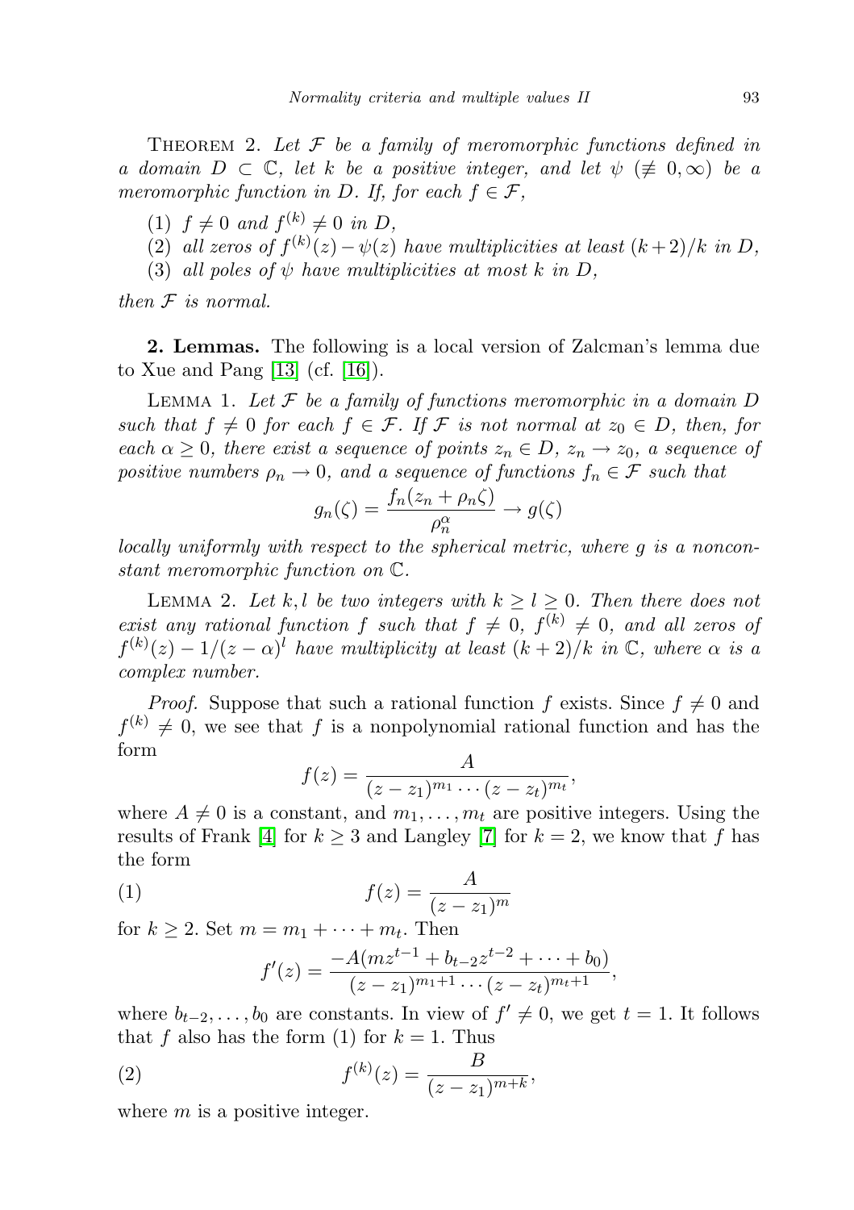THEOREM 2. *Let $\mathcal{F}$ be a family of meromorphic functions defined in a domain $D \subset \mathbb{C}$, let $k$ be a positive integer, and let $\psi$ $(\not\equiv 0, \infty)$ be a meromorphic function in $D$. If, for each $f \in \mathcal{F}$,*

(1) *$f \neq 0$ and $f^{(k)} \neq 0$ in $D$,*
(2) *all zeros of $f^{(k)}(z) - \psi(z)$ have multiplicities at least $(k+2)/k$ in $D$,*
(3) *all poles of $\psi$ have multiplicities at most $k$ in $D$,*

*then $\mathcal{F}$ is normal.*

**2. Lemmas.** The following is a local version of Zalcman's lemma due to Xue and Pang [13] (cf. [16]).

LEMMA 1. *Let $\mathcal{F}$ be a family of functions meromorphic in a domain $D$ such that $f \neq 0$ for each $f \in \mathcal{F}$. If $\mathcal{F}$ is not normal at $z_0 \in D$, then, for each $\alpha \geq 0$, there exist a sequence of points $z_n \in D$, $z_n \to z_0$, a sequence of positive numbers $\rho_n \to 0$, and a sequence of functions $f_n \in \mathcal{F}$ such that*

$$g_n(\zeta) = \frac{f_n(z_n + \rho_n \zeta)}{\rho_n^{\alpha}} \to g(\zeta)$$

*locally uniformly with respect to the spherical metric, where $g$ is a nonconstant meromorphic function on $\mathbb{C}$.*

LEMMA 2. *Let $k, l$ be two integers with $k \geq l \geq 0$. Then there does not exist any rational function $f$ such that $f \neq 0$, $f^{(k)} \neq 0$, and all zeros of $f^{(k)}(z) - 1/(z-\alpha)^l$ have multiplicity at least $(k+2)/k$ in $\mathbb{C}$, where $\alpha$ is a complex number.*

*Proof.* Suppose that such a rational function $f$ exists. Since $f \neq 0$ and $f^{(k)} \neq 0$, we see that $f$ is a nonpolynomial rational function and has the form

$$f(z) = \frac{A}{(z-z_1)^{m_1} \cdots (z-z_t)^{m_t}},$$

where $A \neq 0$ is a constant, and $m_1, \ldots, m_t$ are positive integers. Using the results of Frank [4] for $k \geq 3$ and Langley [7] for $k = 2$, we know that $f$ has the form

$$f(z) = \frac{A}{(z-z_1)^m} \tag{1}$$

for $k \geq 2$. Set $m = m_1 + \cdots + m_t$. Then

$$f'(z) = \frac{-A(mz^{t-1} + b_{t-2}z^{t-2} + \cdots + b_0)}{(z-z_1)^{m_1+1} \cdots (z-z_t)^{m_t+1}},$$

where $b_{t-2}, \ldots, b_0$ are constants. In view of $f' \neq 0$, we get $t = 1$. It follows that $f$ also has the form (1) for $k = 1$. Thus

$$f^{(k)}(z) = \frac{B}{(z-z_1)^{m+k}}, \tag{2}$$

where $m$ is a positive integer.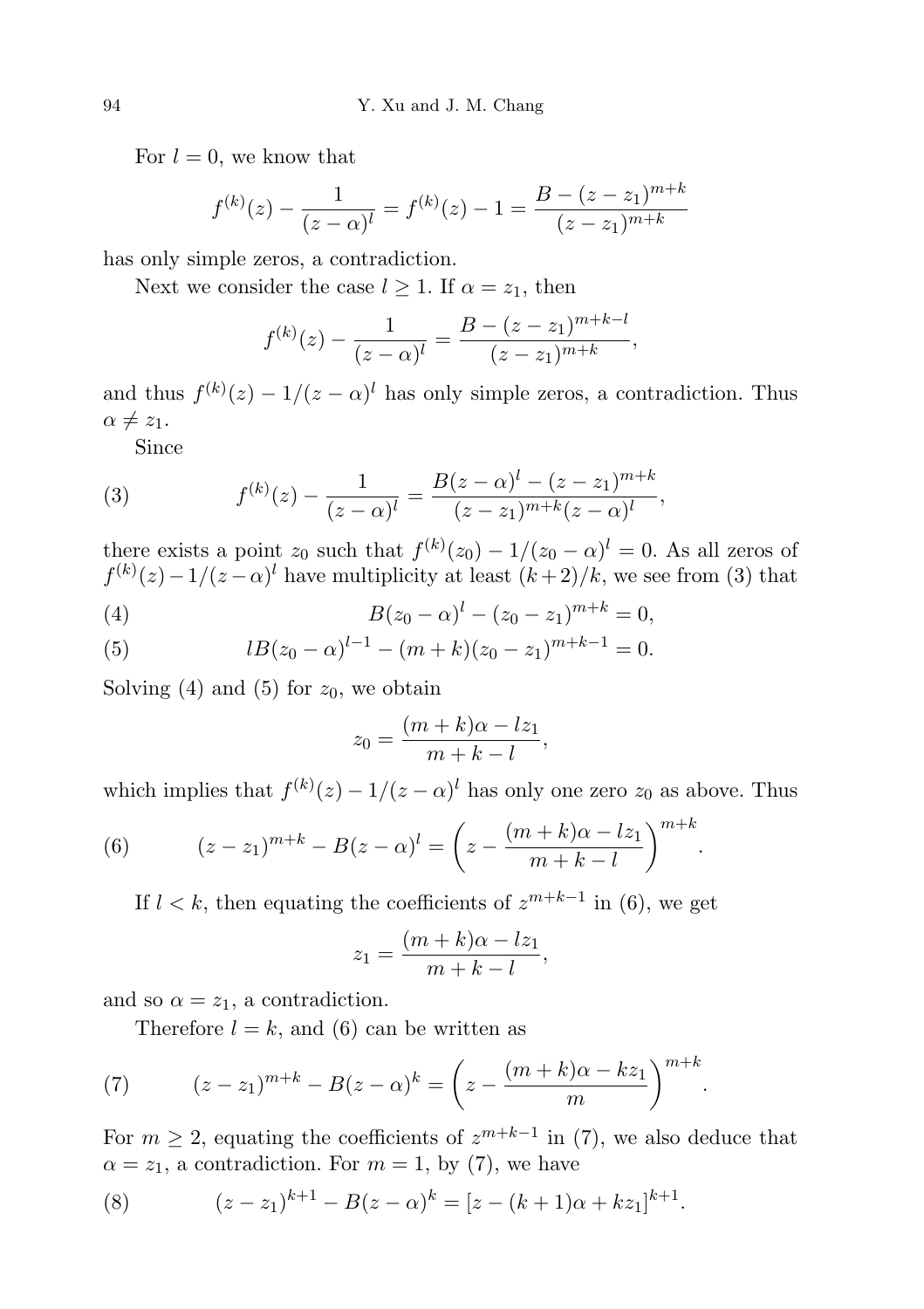For $l = 0$, we know that

$$f^{(k)}(z) - \frac{1}{(z-\alpha)^l} = f^{(k)}(z) - 1 = \frac{B - (z-z_1)^{m+k}}{(z-z_1)^{m+k}}$$

has only simple zeros, a contradiction.

Next we consider the case $l \geq 1$. If $\alpha = z_1$, then

$$f^{(k)}(z) - \frac{1}{(z-\alpha)^l} = \frac{B - (z-z_1)^{m+k-l}}{(z-z_1)^{m+k}},$$

and thus $f^{(k)}(z) - 1/(z-\alpha)^l$ has only simple zeros, a contradiction. Thus $\alpha \neq z_1$.

Since

$$f^{(k)}(z) - \frac{1}{(z-\alpha)^l} = \frac{B(z-\alpha)^l - (z-z_1)^{m+k}}{(z-z_1)^{m+k}(z-\alpha)^l}, \tag{3}$$

there exists a point $z_0$ such that $f^{(k)}(z_0) - 1/(z_0-\alpha)^l = 0$. As all zeros of $f^{(k)}(z) - 1/(z-\alpha)^l$ have multiplicity at least $(k+2)/k$, we see from (3) that

$$B(z_0-\alpha)^l - (z_0-z_1)^{m+k} = 0, \tag{4}$$

$$lB(z_0-\alpha)^{l-1} - (m+k)(z_0-z_1)^{m+k-1} = 0. \tag{5}$$

Solving (4) and (5) for $z_0$, we obtain

$$z_0 = \frac{(m+k)\alpha - lz_1}{m+k-l},$$

which implies that $f^{(k)}(z) - 1/(z-\alpha)^l$ has only one zero $z_0$ as above. Thus

$$(z-z_1)^{m+k} - B(z-\alpha)^l = \left(z - \frac{(m+k)\alpha - lz_1}{m+k-l}\right)^{m+k}. \tag{6}$$

If $l < k$, then equating the coefficients of $z^{m+k-1}$ in (6), we get

$$z_1 = \frac{(m+k)\alpha - lz_1}{m+k-l},$$

and so $\alpha = z_1$, a contradiction.

Therefore $l = k$, and (6) can be written as

$$(z-z_1)^{m+k} - B(z-\alpha)^k = \left(z - \frac{(m+k)\alpha - kz_1}{m}\right)^{m+k}. \tag{7}$$

For $m \geq 2$, equating the coefficients of $z^{m+k-1}$ in (7), we also deduce that $\alpha = z_1$, a contradiction. For $m = 1$, by (7), we have

$$(z-z_1)^{k+1} - B(z-\alpha)^k = [z - (k+1)\alpha + kz_1]^{k+1}. \tag{8}$$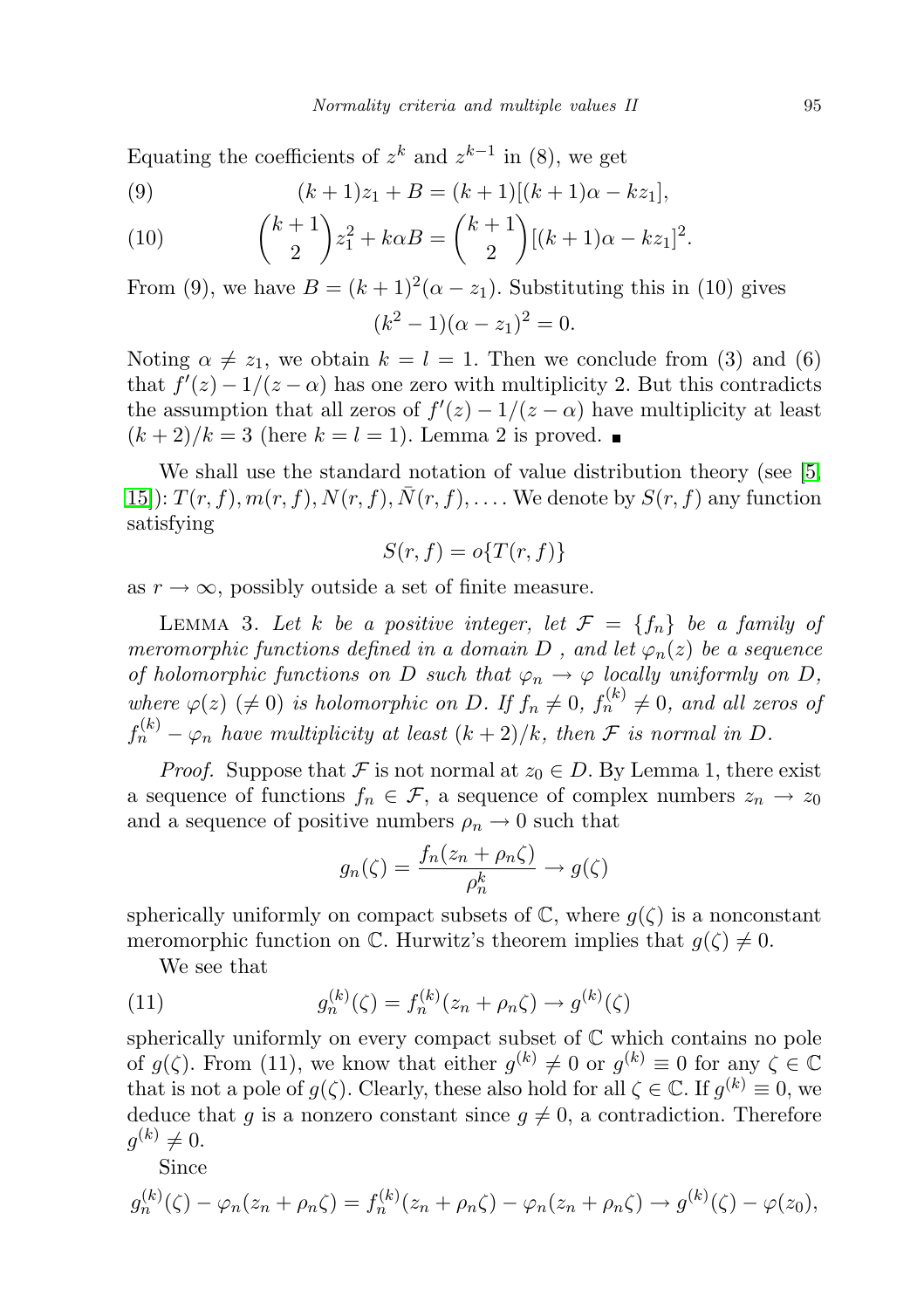Equating the coefficients of $z^k$ and $z^{k-1}$ in (8), we get

$$(9) \qquad (k+1)z_1 + B = (k+1)[(k+1)\alpha - kz_1],$$

$$(10) \qquad \binom{k+1}{2} z_1^2 + k\alpha B = \binom{k+1}{2}[(k+1)\alpha - kz_1]^2.$$

From (9), we have $B = (k+1)^2(\alpha - z_1)$. Substituting this in (10) gives

$$(k^2-1)(\alpha - z_1)^2 = 0.$$

Noting $\alpha \neq z_1$, we obtain $k = l = 1$. Then we conclude from (3) and (6) that $f'(z) - 1/(z-\alpha)$ has one zero with multiplicity 2. But this contradicts the assumption that all zeros of $f'(z) - 1/(z-\alpha)$ have multiplicity at least $(k+2)/k = 3$ (here $k = l = 1$). Lemma 2 is proved. ∎

We shall use the standard notation of value distribution theory (see [5, 15]): $T(r,f), m(r,f), N(r,f), \bar{N}(r,f), \ldots$. We denote by $S(r,f)$ any function satisfying

$$S(r,f) = o\{T(r,f)\}$$

as $r \to \infty$, possibly outside a set of finite measure.

Lemma 3. *Let $k$ be a positive integer, let $\mathcal{F} = \{f_n\}$ be a family of meromorphic functions defined in a domain $D$, and let $\varphi_n(z)$ be a sequence of holomorphic functions on $D$ such that $\varphi_n \to \varphi$ locally uniformly on $D$, where $\varphi(z)$ $(\neq 0)$ is holomorphic on $D$. If $f_n \neq 0$, $f_n^{(k)} \neq 0$, and all zeros of $f_n^{(k)} - \varphi_n$ have multiplicity at least $(k+2)/k$, then $\mathcal{F}$ is normal in $D$.*

*Proof.* Suppose that $\mathcal{F}$ is not normal at $z_0 \in D$. By Lemma 1, there exist a sequence of functions $f_n \in \mathcal{F}$, a sequence of complex numbers $z_n \to z_0$ and a sequence of positive numbers $\rho_n \to 0$ such that

$$g_n(\zeta) = \frac{f_n(z_n + \rho_n\zeta)}{\rho_n^k} \to g(\zeta)$$

spherically uniformly on compact subsets of $\mathbb{C}$, where $g(\zeta)$ is a nonconstant meromorphic function on $\mathbb{C}$. Hurwitz's theorem implies that $g(\zeta) \neq 0$.

We see that

$$(11) \qquad g_n^{(k)}(\zeta) = f_n^{(k)}(z_n + \rho_n\zeta) \to g^{(k)}(\zeta)$$

spherically uniformly on every compact subset of $\mathbb{C}$ which contains no pole of $g(\zeta)$. From (11), we know that either $g^{(k)} \neq 0$ or $g^{(k)} \equiv 0$ for any $\zeta \in \mathbb{C}$ that is not a pole of $g(\zeta)$. Clearly, these also hold for all $\zeta \in \mathbb{C}$. If $g^{(k)} \equiv 0$, we deduce that $g$ is a nonzero constant since $g \neq 0$, a contradiction. Therefore $g^{(k)} \neq 0$.

Since

$$g_n^{(k)}(\zeta) - \varphi_n(z_n + \rho_n\zeta) = f_n^{(k)}(z_n + \rho_n\zeta) - \varphi_n(z_n + \rho_n\zeta) \to g^{(k)}(\zeta) - \varphi(z_0),$$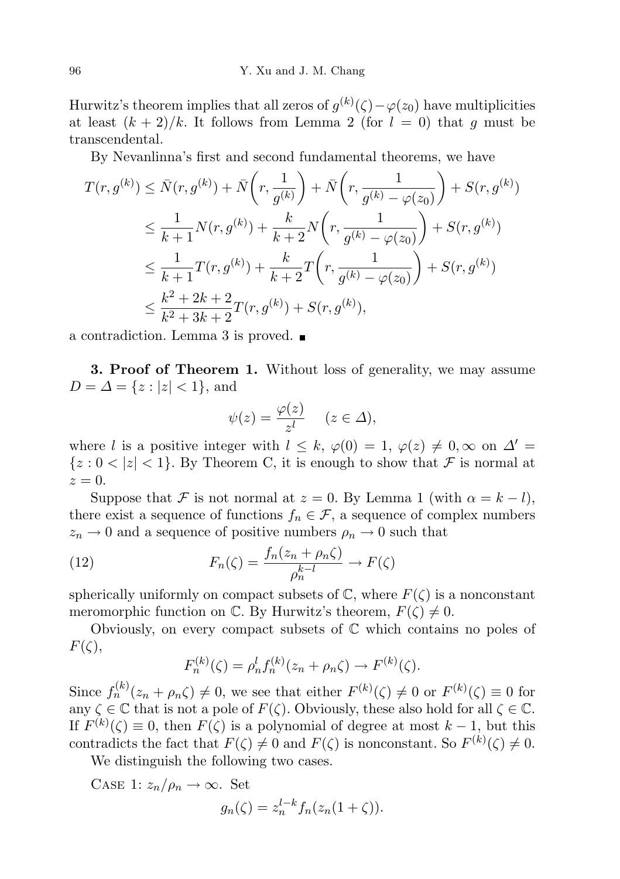Hurwitz's theorem implies that all zeros of $g^{(k)}(\zeta)-\varphi(z_0)$ have multiplicities at least $(k+2)/k$. It follows from Lemma 2 (for $l=0$) that $g$ must be transcendental.

By Nevanlinna's first and second fundamental theorems, we have

$$
\begin{aligned}
T(r,g^{(k)}) &\le \bar{N}(r,g^{(k)}) + \bar{N}\bigg(r,\frac{1}{g^{(k)}}\bigg) + \bar{N}\bigg(r,\frac{1}{g^{(k)}-\varphi(z_0)}\bigg) + S(r,g^{(k)}) \\
&\le \frac{1}{k+1}N(r,g^{(k)}) + \frac{k}{k+2}N\bigg(r,\frac{1}{g^{(k)}-\varphi(z_0)}\bigg) + S(r,g^{(k)}) \\
&\le \frac{1}{k+1}T(r,g^{(k)}) + \frac{k}{k+2}T\bigg(r,\frac{1}{g^{(k)}-\varphi(z_0)}\bigg) + S(r,g^{(k)}) \\
&\le \frac{k^2+2k+2}{k^2+3k+2}T(r,g^{(k)}) + S(r,g^{(k)}),
\end{aligned}
$$

a contradiction. Lemma 3 is proved. ∎

**3. Proof of Theorem 1.** Without loss of generality, we may assume $D=\Delta=\{z:|z|<1\}$, and

$$
\psi(z)=\frac{\varphi(z)}{z^l} \quad (z\in\Delta),
$$

where $l$ is a positive integer with $l\le k$, $\varphi(0)=1$, $\varphi(z)\neq 0,\infty$ on $\Delta'=\{z:0<|z|<1\}$. By Theorem C, it is enough to show that $\mathcal{F}$ is normal at $z=0$.

Suppose that $\mathcal{F}$ is not normal at $z=0$. By Lemma 1 (with $\alpha=k-l$), there exist a sequence of functions $f_n\in\mathcal{F}$, a sequence of complex numbers $z_n\to 0$ and a sequence of positive numbers $\rho_n\to 0$ such that

$$
F_n(\zeta)=\frac{f_n(z_n+\rho_n\zeta)}{\rho_n^{k-l}}\to F(\zeta) \tag{12}
$$

spherically uniformly on compact subsets of $\mathbb{C}$, where $F(\zeta)$ is a nonconstant meromorphic function on $\mathbb{C}$. By Hurwitz's theorem, $F(\zeta)\neq 0$.

Obviously, on every compact subsets of $\mathbb{C}$ which contains no poles of $F(\zeta)$,

$$
F_n^{(k)}(\zeta)=\rho_n^l f_n^{(k)}(z_n+\rho_n\zeta)\to F^{(k)}(\zeta).
$$

Since $f_n^{(k)}(z_n+\rho_n\zeta)\neq 0$, we see that either $F^{(k)}(\zeta)\neq 0$ or $F^{(k)}(\zeta)\equiv 0$ for any $\zeta\in\mathbb{C}$ that is not a pole of $F(\zeta)$. Obviously, these also hold for all $\zeta\in\mathbb{C}$. If $F^{(k)}(\zeta)\equiv 0$, then $F(\zeta)$ is a polynomial of degree at most $k-1$, but this contradicts the fact that $F(\zeta)\neq 0$ and $F(\zeta)$ is nonconstant. So $F^{(k)}(\zeta)\neq 0$.

We distinguish the following two cases.

Case 1: $z_n/\rho_n\to\infty$. Set

$$
g_n(\zeta)=z_n^{l-k}f_n(z_n(1+\zeta)).
$$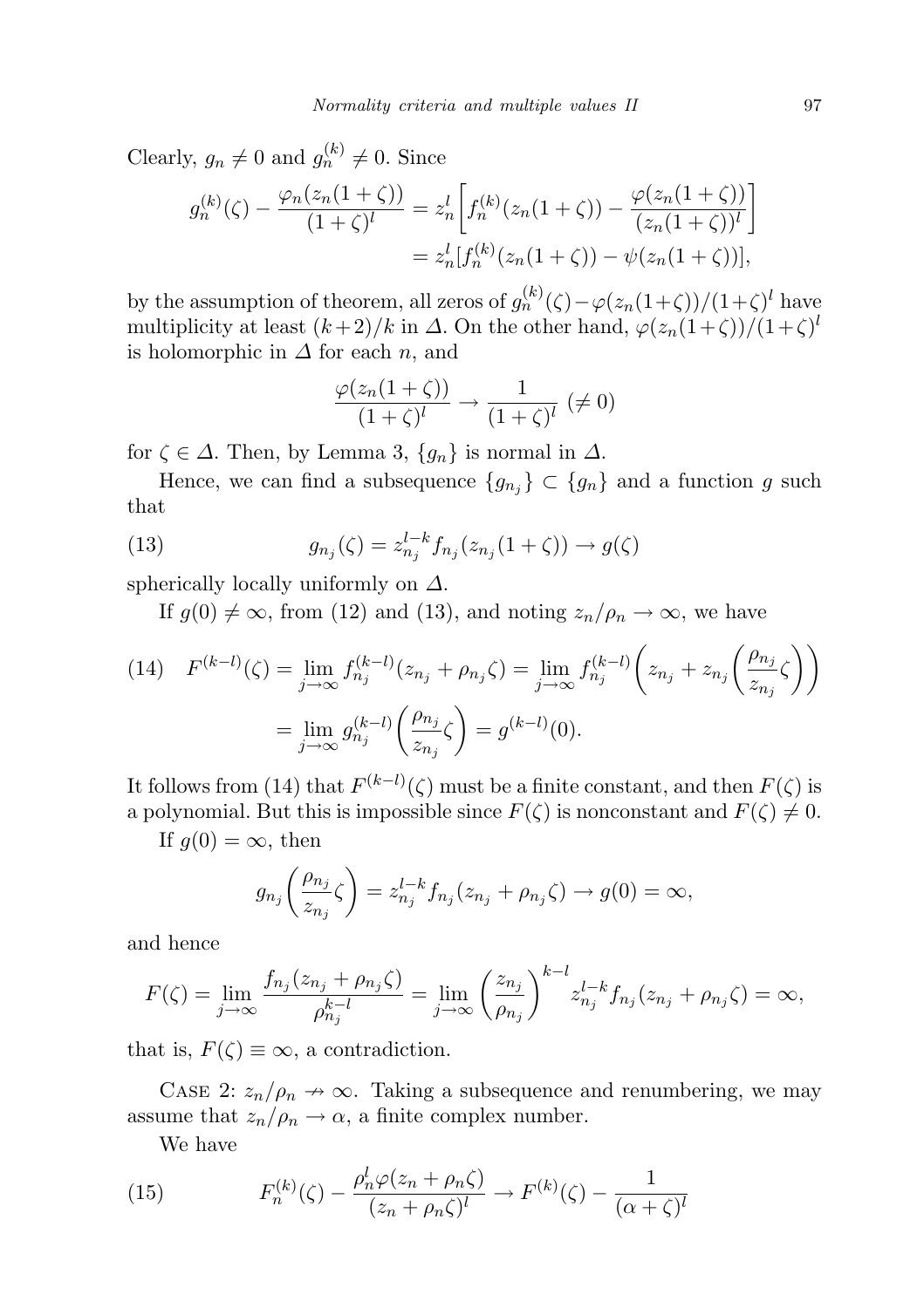Clearly, $g_n \neq 0$ and $g_n^{(k)} \neq 0$. Since

$$g_n^{(k)}(\zeta) - \frac{\varphi_n(z_n(1+\zeta))}{(1+\zeta)^l} = z_n^l \left[ f_n^{(k)}(z_n(1+\zeta)) - \frac{\varphi(z_n(1+\zeta))}{(z_n(1+\zeta))^l} \right] = z_n^l [f_n^{(k)}(z_n(1+\zeta)) - \psi(z_n(1+\zeta))],$$

by the assumption of theorem, all zeros of $g_n^{(k)}(\zeta) - \varphi(z_n(1+\zeta))/(1+\zeta)^l$ have multiplicity at least $(k+2)/k$ in $\Delta$. On the other hand, $\varphi(z_n(1+\zeta))/(1+\zeta)^l$ is holomorphic in $\Delta$ for each $n$, and

$$\frac{\varphi(z_n(1+\zeta))}{(1+\zeta)^l} \to \frac{1}{(1+\zeta)^l} \ (\neq 0)$$

for $\zeta \in \Delta$. Then, by Lemma 3, $\{g_n\}$ is normal in $\Delta$.

Hence, we can find a subsequence $\{g_{n_j}\} \subset \{g_n\}$ and a function $g$ such that

$$g_{n_j}(\zeta) = z_{n_j}^{l-k} f_{n_j}(z_{n_j}(1+\zeta)) \to g(\zeta) \tag{13}$$

spherically locally uniformly on $\Delta$.

If $g(0) \neq \infty$, from (12) and (13), and noting $z_n/\rho_n \to \infty$, we have

$$\begin{aligned} F^{(k-l)}(\zeta) &= \lim_{j\to\infty} f_{n_j}^{(k-l)}(z_{n_j} + \rho_{n_j}\zeta) = \lim_{j\to\infty} f_{n_j}^{(k-l)}\left( z_{n_j} + z_{n_j}\left( \frac{\rho_{n_j}}{z_{n_j}}\zeta \right) \right) \\ &= \lim_{j\to\infty} g_{n_j}^{(k-l)}\left( \frac{\rho_{n_j}}{z_{n_j}}\zeta \right) = g^{(k-l)}(0). \end{aligned} \tag{14}$$

It follows from (14) that $F^{(k-l)}(\zeta)$ must be a finite constant, and then $F(\zeta)$ is a polynomial. But this is impossible since $F(\zeta)$ is nonconstant and $F(\zeta) \neq 0$.

If $g(0) = \infty$, then

$$g_{n_j}\left( \frac{\rho_{n_j}}{z_{n_j}}\zeta \right) = z_{n_j}^{l-k} f_{n_j}(z_{n_j} + \rho_{n_j}\zeta) \to g(0) = \infty,$$

and hence

$$F(\zeta) = \lim_{j\to\infty} \frac{f_{n_j}(z_{n_j} + \rho_{n_j}\zeta)}{\rho_{n_j}^{k-l}} = \lim_{j\to\infty} \left( \frac{z_{n_j}}{\rho_{n_j}} \right)^{k-l} z_{n_j}^{l-k} f_{n_j}(z_{n_j} + \rho_{n_j}\zeta) = \infty,$$

that is, $F(\zeta) \equiv \infty$, a contradiction.

Case 2: $z_n/\rho_n \nrightarrow \infty$. Taking a subsequence and renumbering, we may assume that $z_n/\rho_n \to \alpha$, a finite complex number.

We have

$$F_n^{(k)}(\zeta) - \frac{\rho_n^l \varphi(z_n + \rho_n\zeta)}{(z_n + \rho_n\zeta)^l} \to F^{(k)}(\zeta) - \frac{1}{(\alpha + \zeta)^l} \tag{15}$$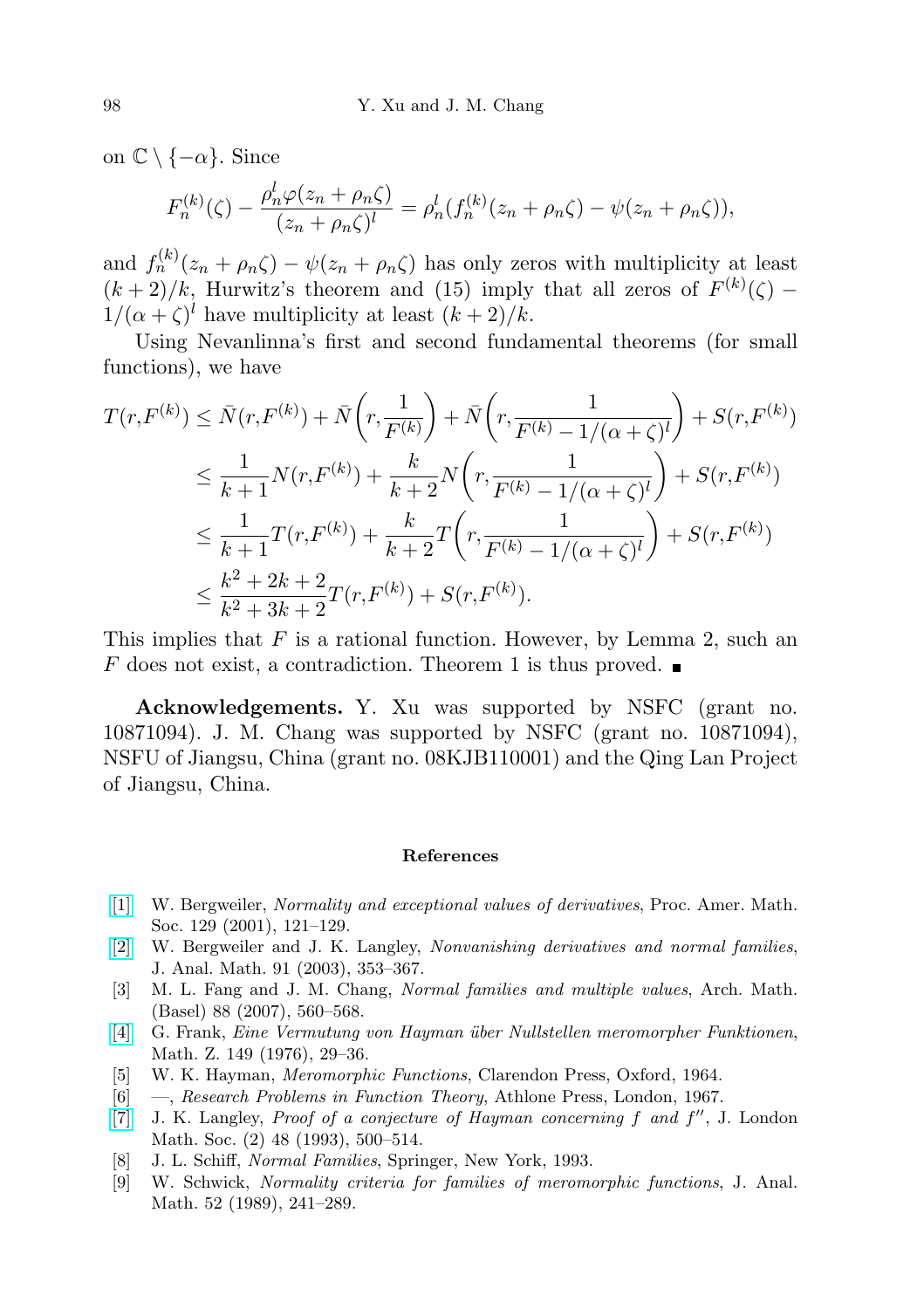on $\mathbb{C} \setminus \{-\alpha\}$. Since

$$F_n^{(k)}(\zeta) - \frac{\rho_n^l \varphi(z_n + \rho_n\zeta)}{(z_n + \rho_n\zeta)^l} = \rho_n^l (f_n^{(k)}(z_n + \rho_n\zeta) - \psi(z_n + \rho_n\zeta)),$$

and $f_n^{(k)}(z_n + \rho_n\zeta) - \psi(z_n + \rho_n\zeta)$ has only zeros with multiplicity at least $(k+2)/k$, Hurwitz's theorem and (15) imply that all zeros of $F^{(k)}(\zeta) - 1/(\alpha+\zeta)^l$ have multiplicity at least $(k+2)/k$.

Using Nevanlinna's first and second fundamental theorems (for small functions), we have

$$\begin{aligned}
T(r,F^{(k)}) &\le \bar{N}(r,F^{(k)}) + \bar{N}\bigg(r,\frac{1}{F^{(k)}}\bigg) + \bar{N}\bigg(r,\frac{1}{F^{(k)} - 1/(\alpha+\zeta)^l}\bigg) + S(r,F^{(k)}) \\
&\le \frac{1}{k+1}N(r,F^{(k)}) + \frac{k}{k+2}N\bigg(r,\frac{1}{F^{(k)} - 1/(\alpha+\zeta)^l}\bigg) + S(r,F^{(k)}) \\
&\le \frac{1}{k+1}T(r,F^{(k)}) + \frac{k}{k+2}T\bigg(r,\frac{1}{F^{(k)} - 1/(\alpha+\zeta)^l}\bigg) + S(r,F^{(k)}) \\
&\le \frac{k^2+2k+2}{k^2+3k+2}T(r,F^{(k)}) + S(r,F^{(k)}).
\end{aligned}$$

This implies that $F$ is a rational function. However, by Lemma 2, such an $F$ does not exist, a contradiction. Theorem 1 is thus proved. ∎

**Acknowledgements.** Y. Xu was supported by NSFC (grant no. 10871094). J. M. Chang was supported by NSFC (grant no. 10871094), NSFU of Jiangsu, China (grant no. 08KJB110001) and the Qing Lan Project of Jiangsu, China.

## References

[1] W. Bergweiler, *Normality and exceptional values of derivatives*, Proc. Amer. Math. Soc. 129 (2001), 121–129.

[2] W. Bergweiler and J. K. Langley, *Nonvanishing derivatives and normal families*, J. Anal. Math. 91 (2003), 353–367.

[3] M. L. Fang and J. M. Chang, *Normal families and multiple values*, Arch. Math. (Basel) 88 (2007), 560–568.

[4] G. Frank, *Eine Vermutung von Hayman über Nullstellen meromorpher Funktionen*, Math. Z. 149 (1976), 29–36.

[5] W. K. Hayman, *Meromorphic Functions*, Clarendon Press, Oxford, 1964.

[6] —, *Research Problems in Function Theory*, Athlone Press, London, 1967.

[7] J. K. Langley, *Proof of a conjecture of Hayman concerning f and f''*, J. London Math. Soc. (2) 48 (1993), 500–514.

[8] J. L. Schiff, *Normal Families*, Springer, New York, 1993.

[9] W. Schwick, *Normality criteria for families of meromorphic functions*, J. Anal. Math. 52 (1989), 241–289.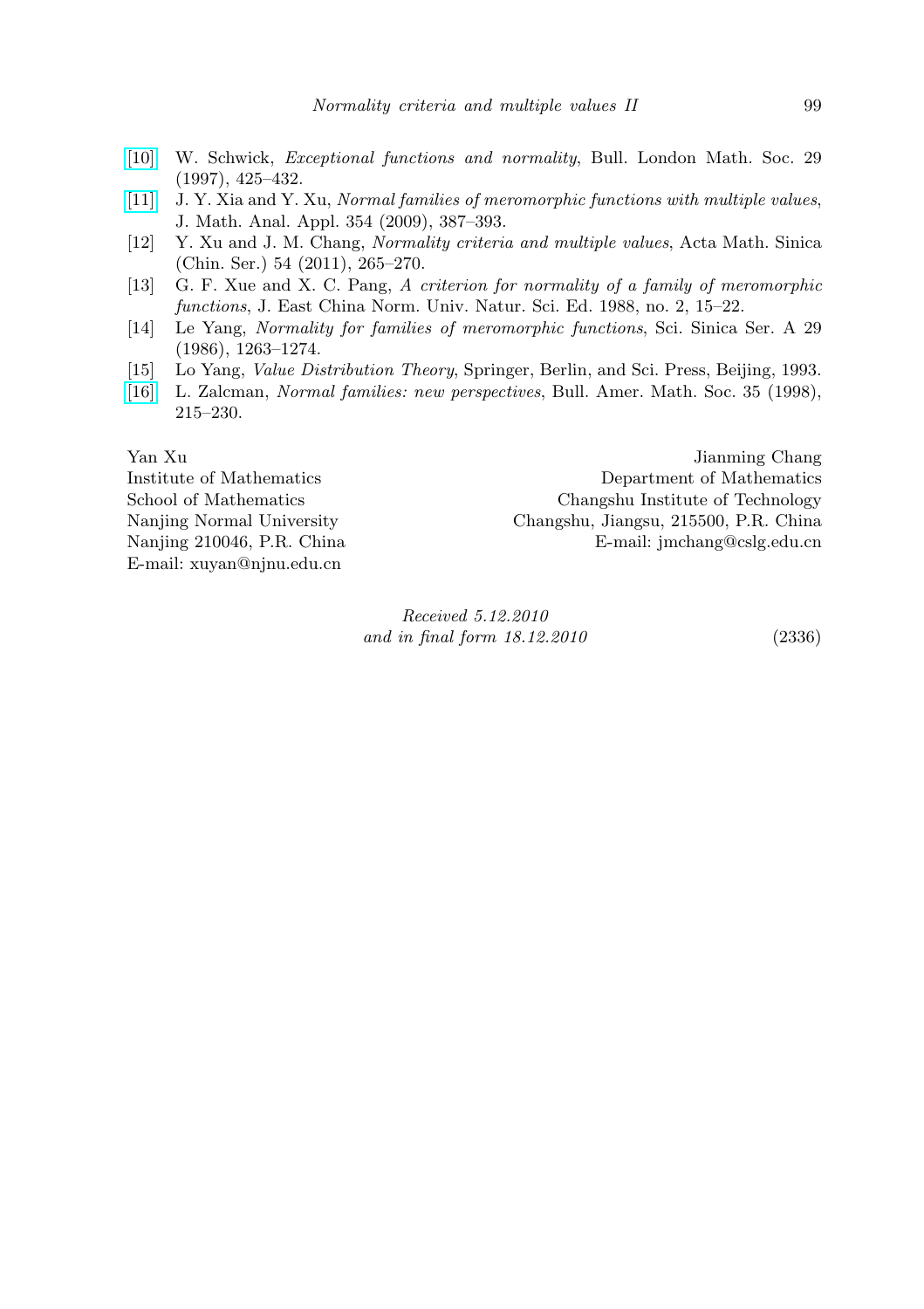[10] W. Schwick, *Exceptional functions and normality*, Bull. London Math. Soc. 29 (1997), 425–432.

[11] J. Y. Xia and Y. Xu, *Normal families of meromorphic functions with multiple values*, J. Math. Anal. Appl. 354 (2009), 387–393.

[12] Y. Xu and J. M. Chang, *Normality criteria and multiple values*, Acta Math. Sinica (Chin. Ser.) 54 (2011), 265–270.

[13] G. F. Xue and X. C. Pang, *A criterion for normality of a family of meromorphic functions*, J. East China Norm. Univ. Natur. Sci. Ed. 1988, no. 2, 15–22.

[14] Le Yang, *Normality for families of meromorphic functions*, Sci. Sinica Ser. A 29 (1986), 1263–1274.

[15] Lo Yang, *Value Distribution Theory*, Springer, Berlin, and Sci. Press, Beijing, 1993.

[16] L. Zalcman, *Normal families: new perspectives*, Bull. Amer. Math. Soc. 35 (1998), 215–230.

Yan Xu
Institute of Mathematics
School of Mathematics
Nanjing Normal University
Nanjing 210046, P.R. China
E-mail: xuyan@njnu.edu.cn

Jianming Chang
Department of Mathematics
Changshu Institute of Technology
Changshu, Jiangsu, 215500, P.R. China
E-mail: jmchang@cslg.edu.cn

*Received 5.12.2010*
*and in final form 18.12.2010* (2336)